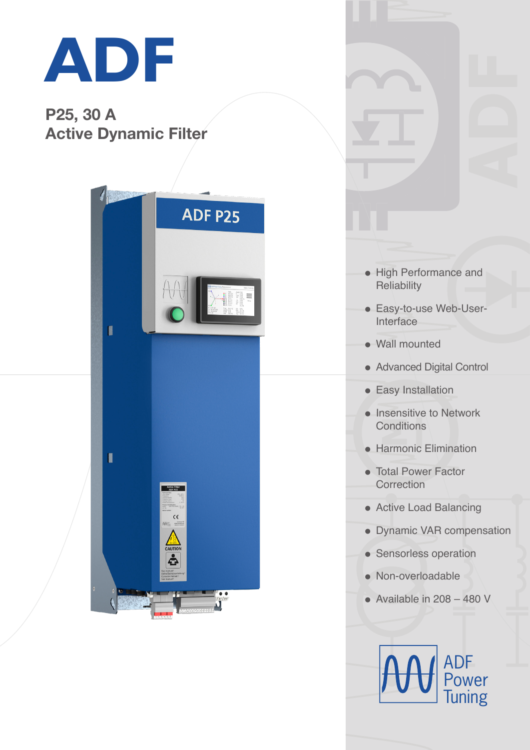# ADF

## P25, 30 A
## Active Dynamic Filter

- High Performance and Reliability
- Easy-to-use Web-User-Interface
- Wall mounted
- Advanced Digital Control
- Easy Installation
- Insensitive to Network Conditions
- Harmonic Elimination
- Total Power Factor Correction
- Active Load Balancing
- Dynamic VAR compensation
- Sensorless operation
- Non-overloadable
- Available in 208 – 480 V

ADF Power Tuning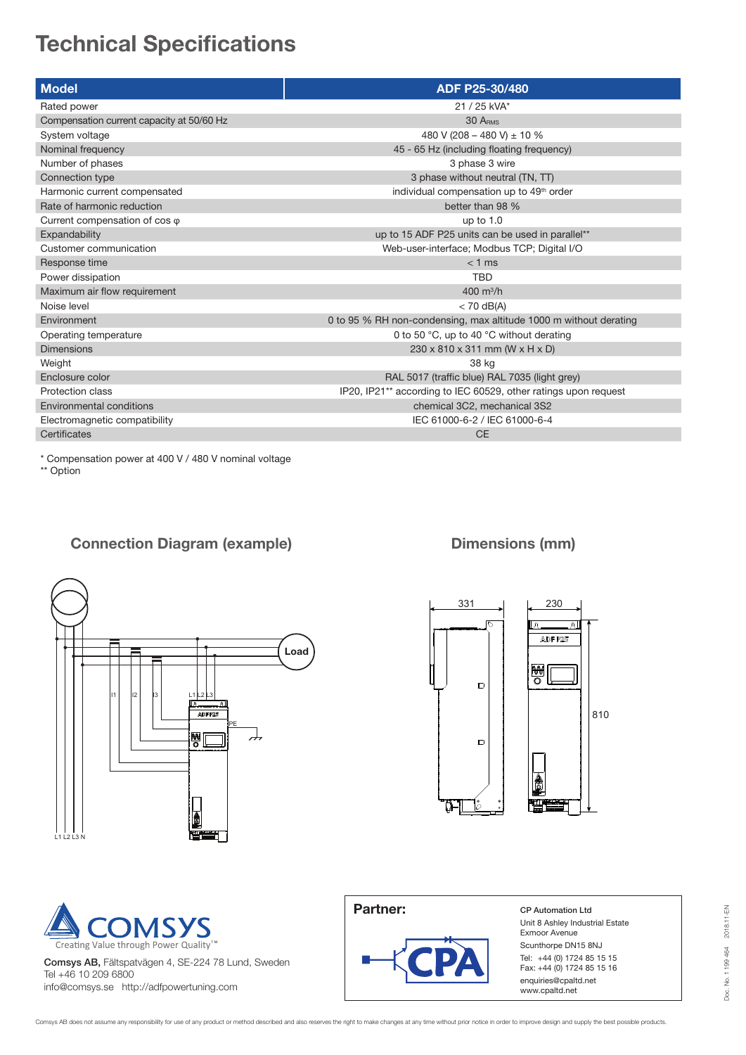# Technical Specifications

| Model | ADF P25-30/480 |
|---|---|
| Rated power | 21 / 25 kVA* |
| Compensation current capacity at 50/60 Hz | 30 $A_{RMS}$ |
| System voltage | 480 V (208 – 480 V) ± 10 % |
| Nominal frequency | 45 - 65 Hz (including floating frequency) |
| Number of phases | 3 phase 3 wire |
| Connection type | 3 phase without neutral (TN, TT) |
| Harmonic current compensated | individual compensation up to 49th order |
| Rate of harmonic reduction | better than 98 % |
| Current compensation of cos φ | up to 1.0 |
| Expandability | up to 15 ADF P25 units can be used in parallel** |
| Customer communication | Web-user-interface; Modbus TCP; Digital I/O |
| Response time | < 1 ms |
| Power dissipation | TBD |
| Maximum air flow requirement | 400 $m^3/h$ |
| Noise level | < 70 dB(A) |
| Environment | 0 to 95 % RH non-condensing, max altitude 1000 m without derating |
| Operating temperature | 0 to 50 °C, up to 40 °C without derating |
| Dimensions | 230 x 810 x 311 mm (W x H x D) |
| Weight | 38 kg |
| Enclosure color | RAL 5017 (traffic blue) RAL 7035 (light grey) |
| Protection class | IP20, IP21** according to IEC 60529, other ratings upon request |
| Environmental conditions | chemical 3C2, mechanical 3S2 |
| Electromagnetic compatibility | IEC 61000-6-2 / IEC 61000-6-4 |
| Certificates | CE |

\* Compensation power at 400 V / 480 V nominal voltage

** Option

## Connection Diagram (example)

Load

I1 I2 I3

L1 L2 L3

ADF P25

PE

L1 L2 L3 N

## Dimensions (mm)

331

230

ADF P25

810

**Comsys AB,** Fältspatvägen 4, SE-224 78 Lund, Sweden
Tel +46 10 209 6800
info@comsys.se http://adfpowertuning.com

**Partner:**

CP Automation Ltd
Unit 8 Ashley Industrial Estate
Exmoor Avenue
Scunthorpe DN15 8NJ
Tel: +44 (0) 1724 85 15 15
Fax: +44 (0) 1724 85 15 16
enquiries@cpaltd.net
www.cpaltd.net

Doc. No. 1 199 464 2018.11-EN

Comsys AB does not assume any responsibility for use of any product or method described and also reserves the right to make changes at any time without prior notice in order to improve design and supply the best possible products.